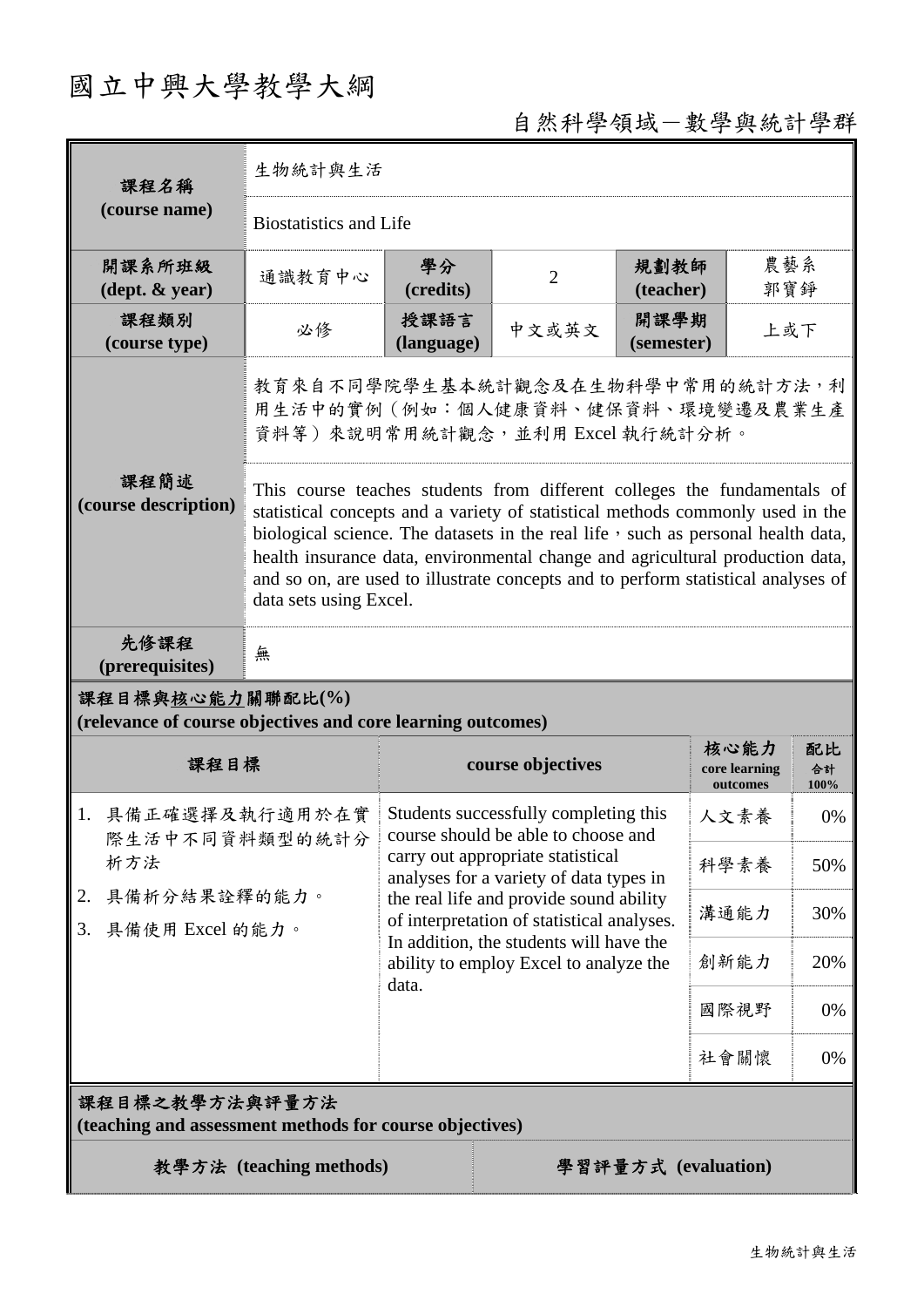# 國立中興大學教學大綱

自然科學領域－數學與統計學群

| 課程名稱 (course name) | 生物統計與生活 | | | | |
|---|---|---|---|---|---|
| | Biostatistics and Life | | | | |
| 開課系所班級 (dept. & year) | 通識教育中心 | 學分 (credits) | 2 | 規劃教師 (teacher) | 農藝系 郭寶錚 |
| 課程類別 (course type) | 必修 | 授課語言 (language) | 中文或英文 | 開課學期 (semester) | 上或下 |
| 課程簡述 (course description) | 教育來自不同學院學生基本統計觀念及在生物科學中常用的統計方法，利用生活中的實例（例如：個人健康資料、健保資料、環境變遷及農業生產資料等）來說明常用統計觀念，並利用 Excel 執行統計分析。 | | | | |
| | This course teaches students from different colleges the fundamentals of statistical concepts and a variety of statistical methods commonly used in the biological science. The datasets in the real life，such as personal health data, health insurance data, environmental change and agricultural production data, and so on, are used to illustrate concepts and to perform statistical analyses of data sets using Excel. | | | | |
| 先修課程 (prerequisites) | 無 | | | | |

**課程目標與核心能力關聯配比(%)**
**(relevance of course objectives and core learning outcomes)**

| 課程目標 | course objectives | 核心能力 core learning outcomes | 配比 合計 100% |
|---|---|---|---|
| 1. 具備正確選擇及執行適用於在實際生活中不同資料類型的統計分析方法<br>2. 具備析分結果詮釋的能力。<br>3. 具備使用 Excel 的能力。 | Students successfully completing this course should be able to choose and carry out appropriate statistical analyses for a variety of data types in the real life and provide sound ability of interpretation of statistical analyses. In addition, the students will have the ability to employ Excel to analyze the data. | 人文素養 | 0% |
| | | 科學素養 | 50% |
| | | 溝通能力 | 30% |
| | | 創新能力 | 20% |
| | | 國際視野 | 0% |
| | | 社會關懷 | 0% |

**課程目標之教學方法與評量方法**
**(teaching and assessment methods for course objectives)**

| 教學方法 (teaching methods) | 學習評量方式 (evaluation) |
|---|---|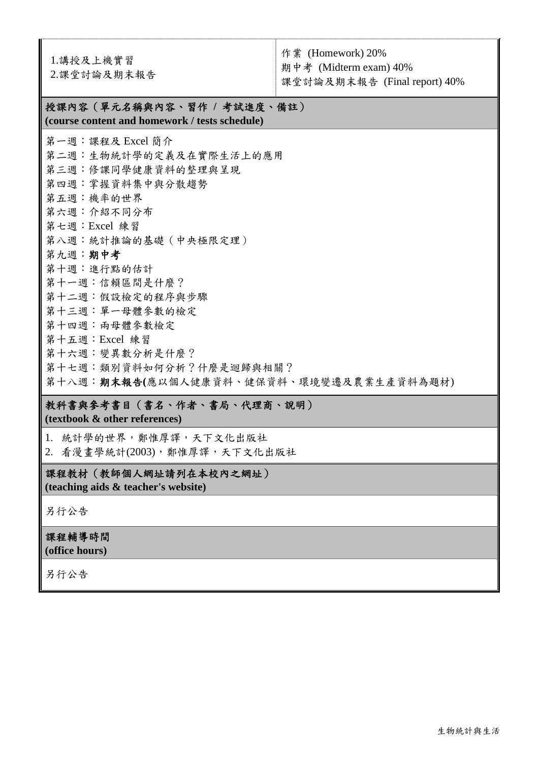| | |
|---|---|
| 1.講授及上機實習<br>2.課堂討論及期末報告 | 作業 (Homework) 20%<br>期中考 (Midterm exam) 40%<br>課堂討論及期末報告 (Final report) 40% |

**授課內容（單元名稱與內容、習作 / 考試進度、備註）**
**(course content and homework / tests schedule)**

第一週：課程及 Excel 簡介
第二週：生物統計學的定義及在實際生活上的應用
第三週：修課同學健康資料的整理與呈現
第四週：掌握資料集中與分散趨勢
第五週：機率的世界
第六週：介紹不同分布
第七週：Excel 練習
第八週：統計推論的基礎（中央極限定理）
第九週：**期中考**
第十週：進行點的估計
第十一週：信賴區間是什麼？
第十二週：假設檢定的程序與步驟
第十三週：單一母體參數的檢定
第十四週：兩母體參數檢定
第十五週：Excel 練習
第十六週：變異數分析是什麼？
第十七週：類別資料如何分析？什麼是迴歸與相關？
第十八週：**期末報告(**應以個人健康資料、健保資料、環境變遷及農業生產資料為題材)

**教科書與參考書目（書名、作者、書局、代理商、說明）**
**(textbook & other references)**

1. 統計學的世界，鄭惟厚譯，天下文化出版社
2. 看漫畫學統計(2003)，鄭惟厚譯，天下文化出版社

**課程教材（教師個人網址請列在本校內之網址）**
**(teaching aids & teacher's website)**

另行公告

**課程輔導時間**
**(office hours)**

另行公告